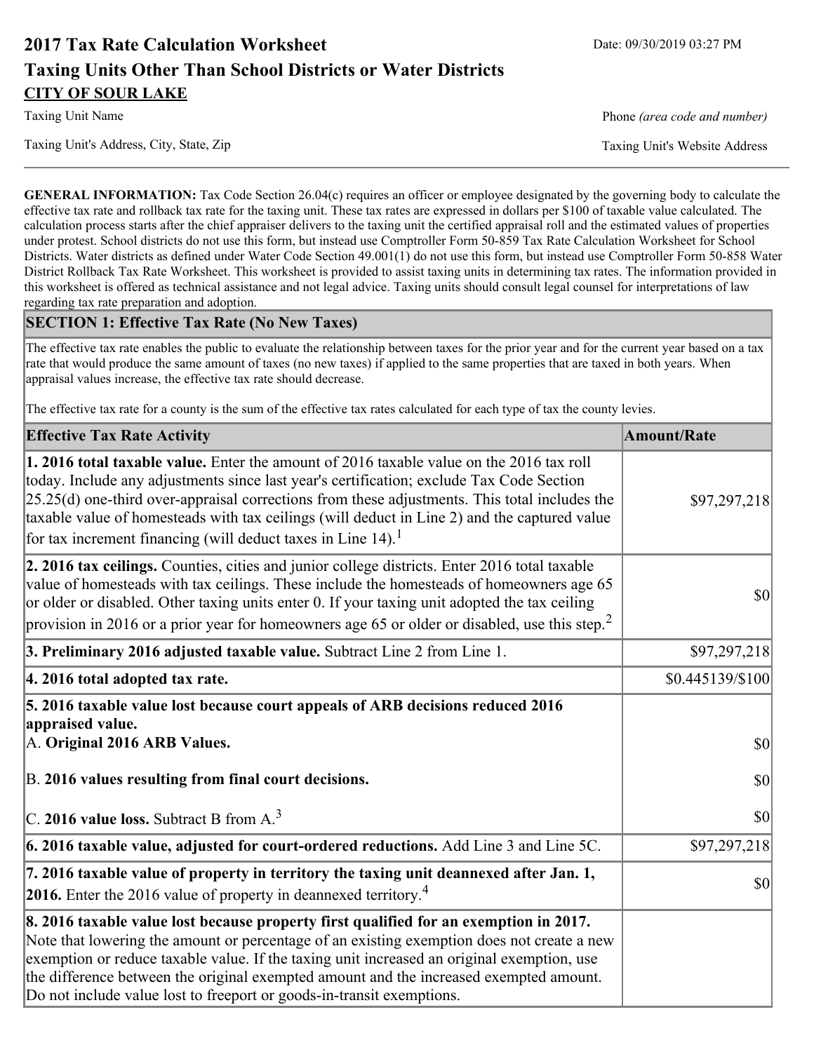# 2017 Tax Rate Calculation Worksheet

Date: 09/30/2019 03:27 PM

## Taxing Units Other Than School Districts or Water Districts

**CITY OF SOUR LAKE**

Taxing Unit Name — Phone *(area code and number)*

Taxing Unit's Address, City, State, Zip — Taxing Unit's Website Address

**GENERAL INFORMATION:** Tax Code Section 26.04(c) requires an officer or employee designated by the governing body to calculate the effective tax rate and rollback tax rate for the taxing unit. These tax rates are expressed in dollars per $100 of taxable value calculated. The calculation process starts after the chief appraiser delivers to the taxing unit the certified appraisal roll and the estimated values of properties under protest. School districts do not use this form, but instead use Comptroller Form 50-859 Tax Rate Calculation Worksheet for School Districts. Water districts as defined under Water Code Section 49.001(1) do not use this form, but instead use Comptroller Form 50-858 Water District Rollback Tax Rate Worksheet. This worksheet is provided to assist taxing units in determining tax rates. The information provided in this worksheet is offered as technical assistance and not legal advice. Taxing units should consult legal counsel for interpretations of law regarding tax rate preparation and adoption.

### SECTION 1: Effective Tax Rate (No New Taxes)

The effective tax rate enables the public to evaluate the relationship between taxes for the prior year and for the current year based on a tax rate that would produce the same amount of taxes (no new taxes) if applied to the same properties that are taxed in both years. When appraisal values increase, the effective tax rate should decrease.

The effective tax rate for a county is the sum of the effective tax rates calculated for each type of tax the county levies.

| Effective Tax Rate Activity | Amount/Rate |
|---|---|
| **1. 2016 total taxable value.** Enter the amount of 2016 taxable value on the 2016 tax roll today. Include any adjustments since last year's certification; exclude Tax Code Section 25.25(d) one-third over-appraisal corrections from these adjustments. This total includes the taxable value of homesteads with tax ceilings (will deduct in Line 2) and the captured value for tax increment financing (will deduct taxes in Line 14).[1] | $97,297,218 |
| **2. 2016 tax ceilings.** Counties, cities and junior college districts. Enter 2016 total taxable value of homesteads with tax ceilings. These include the homesteads of homeowners age 65 or older or disabled. Other taxing units enter 0. If your taxing unit adopted the tax ceiling provision in 2016 or a prior year for homeowners age 65 or older or disabled, use this step.[2] | $0 |
| **3. Preliminary 2016 adjusted taxable value.** Subtract Line 2 from Line 1. | $97,297,218 |
| **4. 2016 total adopted tax rate.** | $0.445139/$100 |
| **5. 2016 taxable value lost because court appeals of ARB decisions reduced 2016 appraised value.** | |
| A. **Original 2016 ARB Values.** | $0 |
| B. **2016 values resulting from final court decisions.** | $0 |
| C. **2016 value loss.** Subtract B from A.[3] | $0 |
| **6. 2016 taxable value, adjusted for court-ordered reductions.** Add Line 3 and Line 5C. | $97,297,218 |
| **7. 2016 taxable value of property in territory the taxing unit deannexed after Jan. 1, 2016.** Enter the 2016 value of property in deannexed territory.[4] | $0 |
| **8. 2016 taxable value lost because property first qualified for an exemption in 2017.** Note that lowering the amount or percentage of an existing exemption does not create a new exemption or reduce taxable value. If the taxing unit increased an original exemption, use the difference between the original exempted amount and the increased exempted amount. Do not include value lost to freeport or goods-in-transit exemptions. | |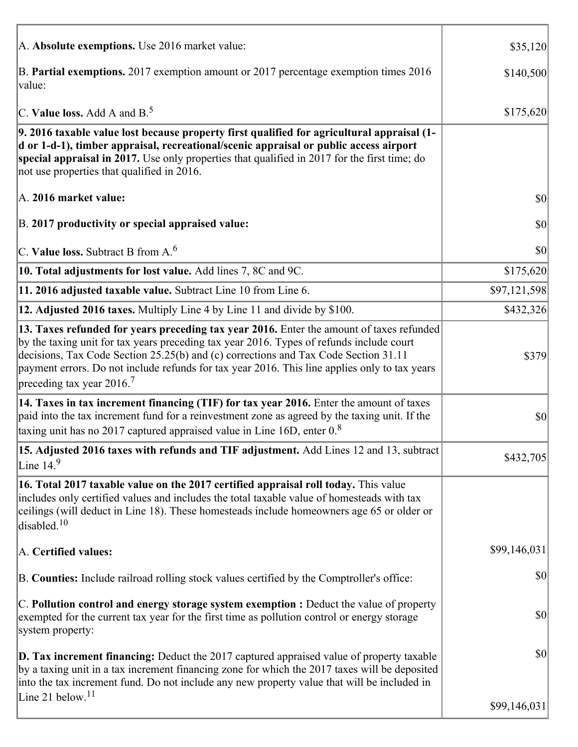| | |
|---|---|
| A. **Absolute exemptions.** Use 2016 market value: | $35,120 |
| B. **Partial exemptions.** 2017 exemption amount or 2017 percentage exemption times 2016 value: | $140,500 |
| C. **Value loss.** Add A and B.[5] | $175,620 |
| **9. 2016 taxable value lost because property first qualified for agricultural appraisal (1-d or 1-d-1), timber appraisal, recreational/scenic appraisal or public access airport special appraisal in 2017.** Use only properties that qualified in 2017 for the first time; do not use properties that qualified in 2016. | |
| A. **2016 market value:** | $0 |
| B. **2017 productivity or special appraised value:** | $0 |
| C. **Value loss.** Subtract B from A.[6] | $0 |
| **10. Total adjustments for lost value.** Add lines 7, 8C and 9C. | $175,620 |
| **11. 2016 adjusted taxable value.** Subtract Line 10 from Line 6. | $97,121,598 |
| **12. Adjusted 2016 taxes.** Multiply Line 4 by Line 11 and divide by $100. | $432,326 |
| **13. Taxes refunded for years preceding tax year 2016.** Enter the amount of taxes refunded by the taxing unit for tax years preceding tax year 2016. Types of refunds include court decisions, Tax Code Section 25.25(b) and (c) corrections and Tax Code Section 31.11 payment errors. Do not include refunds for tax year 2016. This line applies only to tax years preceding tax year 2016.[7] | $379 |
| **14. Taxes in tax increment financing (TIF) for tax year 2016.** Enter the amount of taxes paid into the tax increment fund for a reinvestment zone as agreed by the taxing unit. If the taxing unit has no 2017 captured appraised value in Line 16D, enter 0.[8] | $0 |
| **15. Adjusted 2016 taxes with refunds and TIF adjustment.** Add Lines 12 and 13, subtract Line 14.[9] | $432,705 |
| **16. Total 2017 taxable value on the 2017 certified appraisal roll today.** This value includes only certified values and includes the total taxable value of homesteads with tax ceilings (will deduct in Line 18). These homesteads include homeowners age 65 or older or disabled.[10] | |
| A. **Certified values:** | $99,146,031 |
| B. **Counties:** Include railroad rolling stock values certified by the Comptroller's office: | $0 |
| C. **Pollution control and energy storage system exemption :** Deduct the value of property exempted for the current tax year for the first time as pollution control or energy storage system property: | $0 |
| **D. Tax increment financing:** Deduct the 2017 captured appraised value of property taxable by a taxing unit in a tax increment financing zone for which the 2017 taxes will be deposited into the tax increment fund. Do not include any new property value that will be included in Line 21 below.[11] | $0<br>$99,146,031 |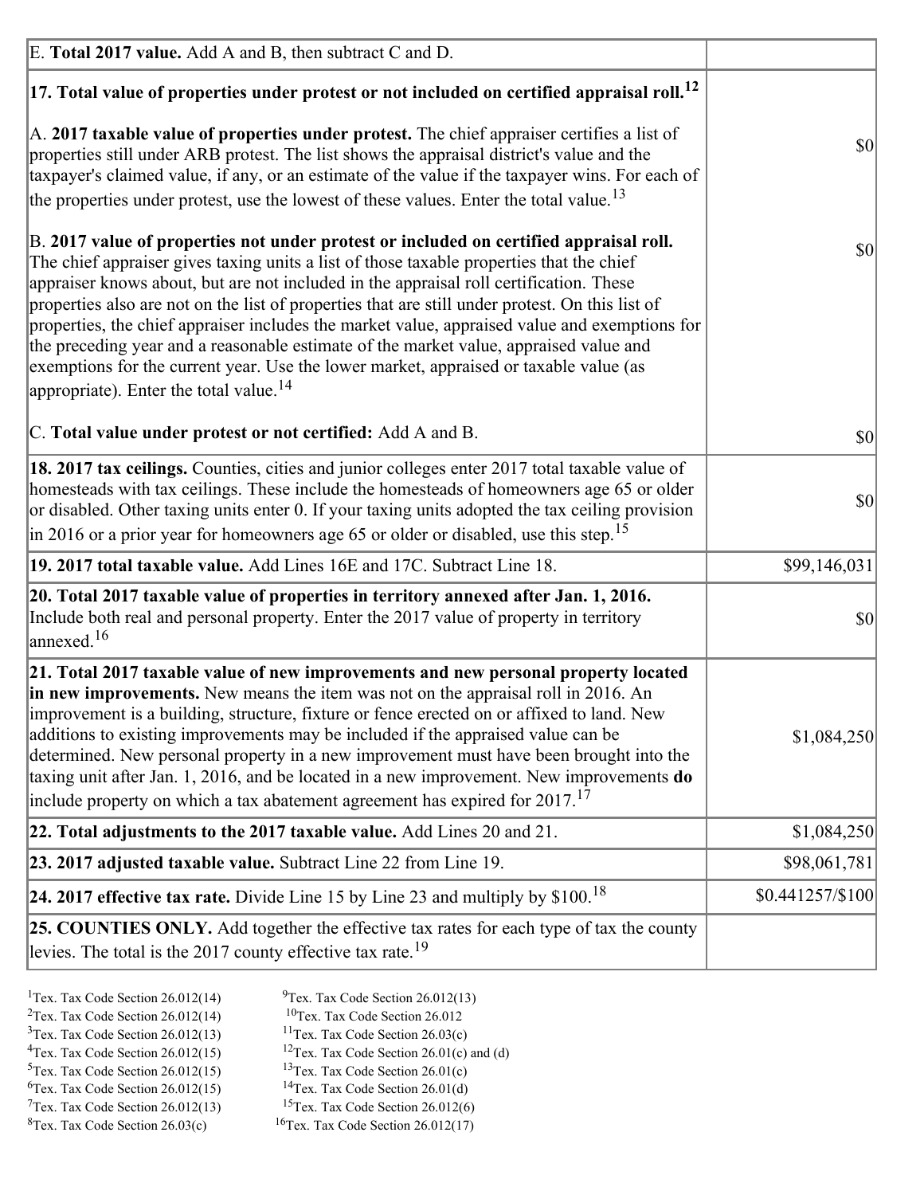| | |
|---|---|
| E. **Total 2017 value.** Add A and B, then subtract C and D. | |
| **17. Total value of properties under protest or not included on certified appraisal roll.**[12]<br><br>A. **2017 taxable value of properties under protest.** The chief appraiser certifies a list of properties still under ARB protest. The list shows the appraisal district's value and the taxpayer's claimed value, if any, or an estimate of the value if the taxpayer wins. For each of the properties under protest, use the lowest of these values. Enter the total value.[13]<br><br>B. **2017 value of properties not under protest or included on certified appraisal roll.** The chief appraiser gives taxing units a list of those taxable properties that the chief appraiser knows about, but are not included in the appraisal roll certification. These properties also are not on the list of properties that are still under protest. On this list of properties, the chief appraiser includes the market value, appraised value and exemptions for the preceding year and a reasonable estimate of the market value, appraised value and exemptions for the current year. Use the lower market, appraised or taxable value (as appropriate). Enter the total value.[14]<br><br>C. **Total value under protest or not certified:** Add A and B. | <br><br>$0<br><br>$0<br><br>$0 |
| **18. 2017 tax ceilings.** Counties, cities and junior colleges enter 2017 total taxable value of homesteads with tax ceilings. These include the homesteads of homeowners age 65 or older or disabled. Other taxing units enter 0. If your taxing units adopted the tax ceiling provision in 2016 or a prior year for homeowners age 65 or older or disabled, use this step.[15] | $0 |
| **19. 2017 total taxable value.** Add Lines 16E and 17C. Subtract Line 18. | $99,146,031 |
| **20. Total 2017 taxable value of properties in territory annexed after Jan. 1, 2016.** Include both real and personal property. Enter the 2017 value of property in territory annexed.[16] | $0 |
| **21. Total 2017 taxable value of new improvements and new personal property located in new improvements.** New means the item was not on the appraisal roll in 2016. An improvement is a building, structure, fixture or fence erected on or affixed to land. New additions to existing improvements may be included if the appraised value can be determined. New personal property in a new improvement must have been brought into the taxing unit after Jan. 1, 2016, and be located in a new improvement. New improvements **do** include property on which a tax abatement agreement has expired for 2017.[17] | $1,084,250 |
| **22. Total adjustments to the 2017 taxable value.** Add Lines 20 and 21. | $1,084,250 |
| **23. 2017 adjusted taxable value.** Subtract Line 22 from Line 19. | $98,061,781 |
| **24. 2017 effective tax rate.** Divide Line 15 by Line 23 and multiply by $100.[18] | $0.441257/$100 |
| **25. COUNTIES ONLY.** Add together the effective tax rates for each type of tax the county levies. The total is the 2017 county effective tax rate.[19] | |

[1]Tex. Tax Code Section 26.012(14)
[2]Tex. Tax Code Section 26.012(14)
[3]Tex. Tax Code Section 26.012(13)
[4]Tex. Tax Code Section 26.012(15)
[5]Tex. Tax Code Section 26.012(15)
[6]Tex. Tax Code Section 26.012(15)
[7]Tex. Tax Code Section 26.012(13)
[8]Tex. Tax Code Section 26.03(c)
[9]Tex. Tax Code Section 26.012(13)
[10]Tex. Tax Code Section 26.012
[11]Tex. Tax Code Section 26.03(c)
[12]Tex. Tax Code Section 26.01(c) and (d)
[13]Tex. Tax Code Section 26.01(c)
[14]Tex. Tax Code Section 26.01(d)
[15]Tex. Tax Code Section 26.012(6)
[16]Tex. Tax Code Section 26.012(17)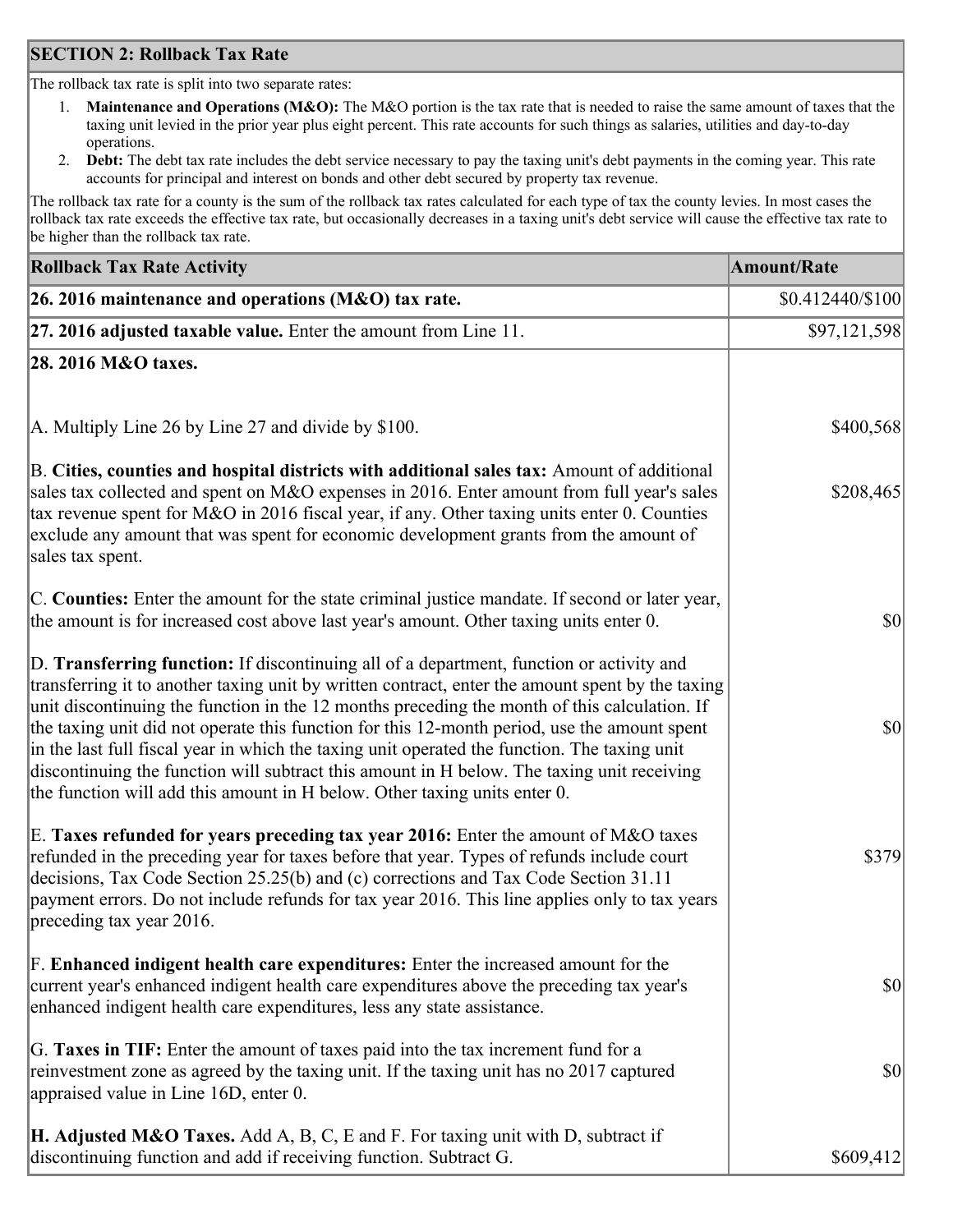## SECTION 2: Rollback Tax Rate

The rollback tax rate is split into two separate rates:

1. **Maintenance and Operations (M&O):** The M&O portion is the tax rate that is needed to raise the same amount of taxes that the taxing unit levied in the prior year plus eight percent. This rate accounts for such things as salaries, utilities and day-to-day operations.
2. **Debt:** The debt tax rate includes the debt service necessary to pay the taxing unit's debt payments in the coming year. This rate accounts for principal and interest on bonds and other debt secured by property tax revenue.

The rollback tax rate for a county is the sum of the rollback tax rates calculated for each type of tax the county levies. In most cases the rollback tax rate exceeds the effective tax rate, but occasionally decreases in a taxing unit's debt service will cause the effective tax rate to be higher than the rollback tax rate.

| Rollback Tax Rate Activity | Amount/Rate |
|---|---|
| **26. 2016 maintenance and operations (M&O) tax rate.** | $0.412440/$100 |
| **27. 2016 adjusted taxable value.** Enter the amount from Line 11. | $97,121,598 |
| **28. 2016 M&O taxes.** | |
| A. Multiply Line 26 by Line 27 and divide by $100. | $400,568 |
| B. **Cities, counties and hospital districts with additional sales tax:** Amount of additional sales tax collected and spent on M&O expenses in 2016. Enter amount from full year's sales tax revenue spent for M&O in 2016 fiscal year, if any. Other taxing units enter 0. Counties exclude any amount that was spent for economic development grants from the amount of sales tax spent. | $208,465 |
| C. **Counties:** Enter the amount for the state criminal justice mandate. If second or later year, the amount is for increased cost above last year's amount. Other taxing units enter 0. | $0 |
| D. **Transferring function:** If discontinuing all of a department, function or activity and transferring it to another taxing unit by written contract, enter the amount spent by the taxing unit discontinuing the function in the 12 months preceding the month of this calculation. If the taxing unit did not operate this function for this 12-month period, use the amount spent in the last full fiscal year in which the taxing unit operated the function. The taxing unit discontinuing the function will subtract this amount in H below. The taxing unit receiving the function will add this amount in H below. Other taxing units enter 0. | $0 |
| E. **Taxes refunded for years preceding tax year 2016:** Enter the amount of M&O taxes refunded in the preceding year for taxes before that year. Types of refunds include court decisions, Tax Code Section 25.25(b) and (c) corrections and Tax Code Section 31.11 payment errors. Do not include refunds for tax year 2016. This line applies only to tax years preceding tax year 2016. | $379 |
| F. **Enhanced indigent health care expenditures:** Enter the increased amount for the current year's enhanced indigent health care expenditures above the preceding tax year's enhanced indigent health care expenditures, less any state assistance. | $0 |
| G. **Taxes in TIF:** Enter the amount of taxes paid into the tax increment fund for a reinvestment zone as agreed by the taxing unit. If the taxing unit has no 2017 captured appraised value in Line 16D, enter 0. | $0 |
| **H. Adjusted M&O Taxes.** Add A, B, C, E and F. For taxing unit with D, subtract if discontinuing function and add if receiving function. Subtract G. | $609,412 |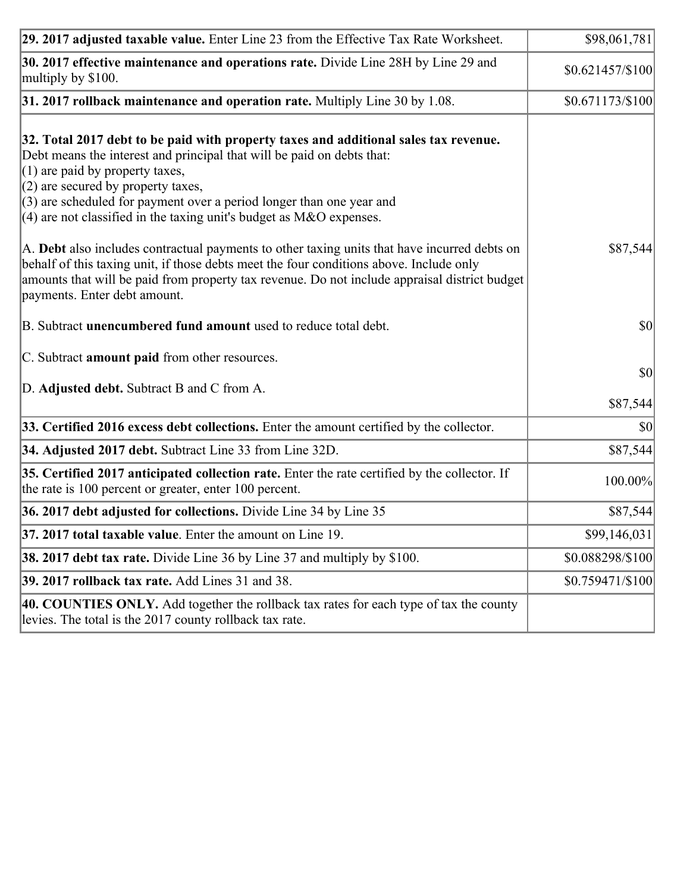| | |
|---|---|
| **29. 2017 adjusted taxable value.** Enter Line 23 from the Effective Tax Rate Worksheet. | $98,061,781 |
| **30. 2017 effective maintenance and operations rate.** Divide Line 28H by Line 29 and multiply by $100. | $0.621457/$100 |
| **31. 2017 rollback maintenance and operation rate.** Multiply Line 30 by 1.08. | $0.671173/$100 |
| **32. Total 2017 debt to be paid with property taxes and additional sales tax revenue.** Debt means the interest and principal that will be paid on debts that:<br>(1) are paid by property taxes,<br>(2) are secured by property taxes,<br>(3) are scheduled for payment over a period longer than one year and<br>(4) are not classified in the taxing unit's budget as M&O expenses. | |
| A. **Debt** also includes contractual payments to other taxing units that have incurred debts on behalf of this taxing unit, if those debts meet the four conditions above. Include only amounts that will be paid from property tax revenue. Do not include appraisal district budget payments. Enter debt amount. | $87,544 |
| B. Subtract **unencumbered fund amount** used to reduce total debt. | $0 |
| C. Subtract **amount paid** from other resources. | $0 |
| D. **Adjusted debt.** Subtract B and C from A. | $87,544 |
| **33. Certified 2016 excess debt collections.** Enter the amount certified by the collector. | $0 |
| **34. Adjusted 2017 debt.** Subtract Line 33 from Line 32D. | $87,544 |
| **35. Certified 2017 anticipated collection rate.** Enter the rate certified by the collector. If the rate is 100 percent or greater, enter 100 percent. | 100.00% |
| **36. 2017 debt adjusted for collections.** Divide Line 34 by Line 35 | $87,544 |
| **37. 2017 total taxable value**. Enter the amount on Line 19. | $99,146,031 |
| **38. 2017 debt tax rate.** Divide Line 36 by Line 37 and multiply by $100. | $0.088298/$100 |
| **39. 2017 rollback tax rate.** Add Lines 31 and 38. | $0.759471/$100 |
| **40. COUNTIES ONLY.** Add together the rollback tax rates for each type of tax the county levies. The total is the 2017 county rollback tax rate. | |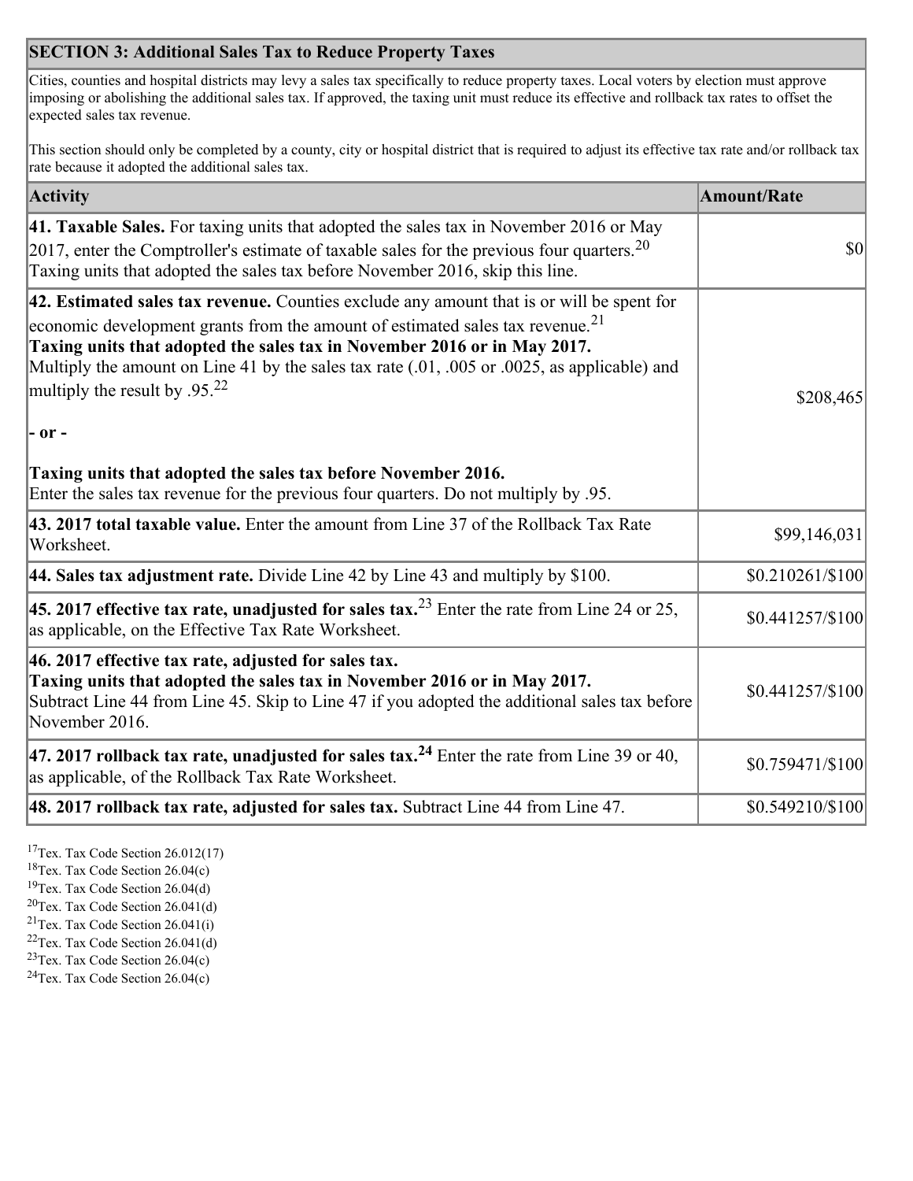## SECTION 3: Additional Sales Tax to Reduce Property Taxes

Cities, counties and hospital districts may levy a sales tax specifically to reduce property taxes. Local voters by election must approve imposing or abolishing the additional sales tax. If approved, the taxing unit must reduce its effective and rollback tax rates to offset the expected sales tax revenue.

This section should only be completed by a county, city or hospital district that is required to adjust its effective tax rate and/or rollback tax rate because it adopted the additional sales tax.

| Activity | Amount/Rate |
|---|---|
| **41. Taxable Sales.** For taxing units that adopted the sales tax in November 2016 or May 2017, enter the Comptroller's estimate of taxable sales for the previous four quarters.[20] Taxing units that adopted the sales tax before November 2016, skip this line. | $0 |
| **42. Estimated sales tax revenue.** Counties exclude any amount that is or will be spent for economic development grants from the amount of estimated sales tax revenue.[21] **Taxing units that adopted the sales tax in November 2016 or in May 2017.** Multiply the amount on Line 41 by the sales tax rate (.01, .005 or .0025, as applicable) and multiply the result by .95.[22] **- or -** **Taxing units that adopted the sales tax before November 2016.** Enter the sales tax revenue for the previous four quarters. Do not multiply by .95. | $208,465 |
| **43. 2017 total taxable value.** Enter the amount from Line 37 of the Rollback Tax Rate Worksheet. | $99,146,031 |
| **44. Sales tax adjustment rate.** Divide Line 42 by Line 43 and multiply by $100. | $0.210261/$100 |
| **45. 2017 effective tax rate, unadjusted for sales tax.**[23] Enter the rate from Line 24 or 25, as applicable, on the Effective Tax Rate Worksheet. | $0.441257/$100 |
| **46. 2017 effective tax rate, adjusted for sales tax.** **Taxing units that adopted the sales tax in November 2016 or in May 2017.** Subtract Line 44 from Line 45. Skip to Line 47 if you adopted the additional sales tax before November 2016. | $0.441257/$100 |
| **47. 2017 rollback tax rate, unadjusted for sales tax.**[24] Enter the rate from Line 39 or 40, as applicable, of the Rollback Tax Rate Worksheet. | $0.759471/$100 |
| **48. 2017 rollback tax rate, adjusted for sales tax.** Subtract Line 44 from Line 47. | $0.549210/$100 |

[17] Tex. Tax Code Section 26.012(17)
[18] Tex. Tax Code Section 26.04(c)
[19] Tex. Tax Code Section 26.04(d)
[20] Tex. Tax Code Section 26.041(d)
[21] Tex. Tax Code Section 26.041(i)
[22] Tex. Tax Code Section 26.041(d)
[23] Tex. Tax Code Section 26.04(c)
[24] Tex. Tax Code Section 26.04(c)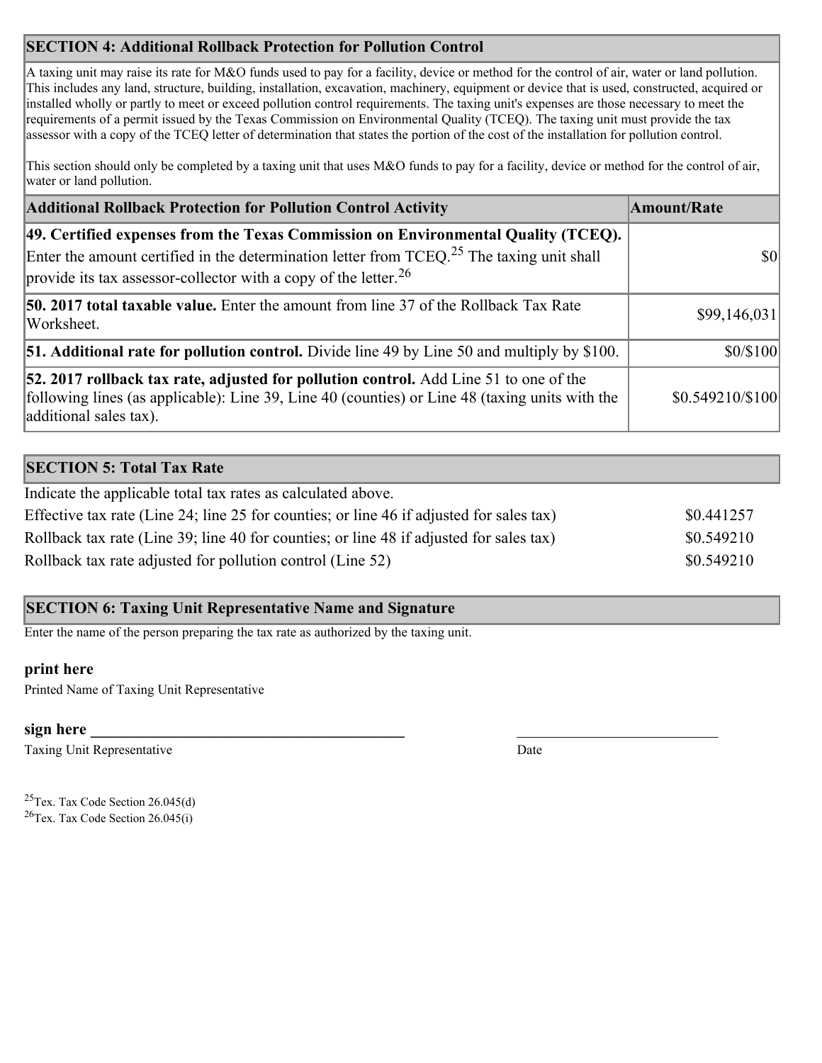## SECTION 4: Additional Rollback Protection for Pollution Control

A taxing unit may raise its rate for M&O funds used to pay for a facility, device or method for the control of air, water or land pollution. This includes any land, structure, building, installation, excavation, machinery, equipment or device that is used, constructed, acquired or installed wholly or partly to meet or exceed pollution control requirements. The taxing unit's expenses are those necessary to meet the requirements of a permit issued by the Texas Commission on Environmental Quality (TCEQ). The taxing unit must provide the tax assessor with a copy of the TCEQ letter of determination that states the portion of the cost of the installation for pollution control.

This section should only be completed by a taxing unit that uses M&O funds to pay for a facility, device or method for the control of air, water or land pollution.

| Additional Rollback Protection for Pollution Control Activity | Amount/Rate |
|---|---|
| **49. Certified expenses from the Texas Commission on Environmental Quality (TCEQ).** Enter the amount certified in the determination letter from TCEQ.[25] The taxing unit shall provide its tax assessor-collector with a copy of the letter.[26] | $0 |
| **50. 2017 total taxable value.** Enter the amount from line 37 of the Rollback Tax Rate Worksheet. | $99,146,031 |
| **51. Additional rate for pollution control.** Divide line 49 by Line 50 and multiply by $100. | $0/$100 |
| **52. 2017 rollback tax rate, adjusted for pollution control.** Add Line 51 to one of the following lines (as applicable): Line 39, Line 40 (counties) or Line 48 (taxing units with the additional sales tax). | $0.549210/$100 |

## SECTION 5: Total Tax Rate

Indicate the applicable total tax rates as calculated above.

| | |
|---|---|
| Effective tax rate (Line 24; line 25 for counties; or line 46 if adjusted for sales tax) | $0.441257 |
| Rollback tax rate (Line 39; line 40 for counties; or line 48 if adjusted for sales tax) | $0.549210 |
| Rollback tax rate adjusted for pollution control (Line 52) | $0.549210 |

## SECTION 6: Taxing Unit Representative Name and Signature

Enter the name of the person preparing the tax rate as authorized by the taxing unit.

**print here**

Printed Name of Taxing Unit Representative

**sign here** ________________________________________ ____________________________

Taxing Unit Representative Date

[25] Tex. Tax Code Section 26.045(d)
[26] Tex. Tax Code Section 26.045(i)